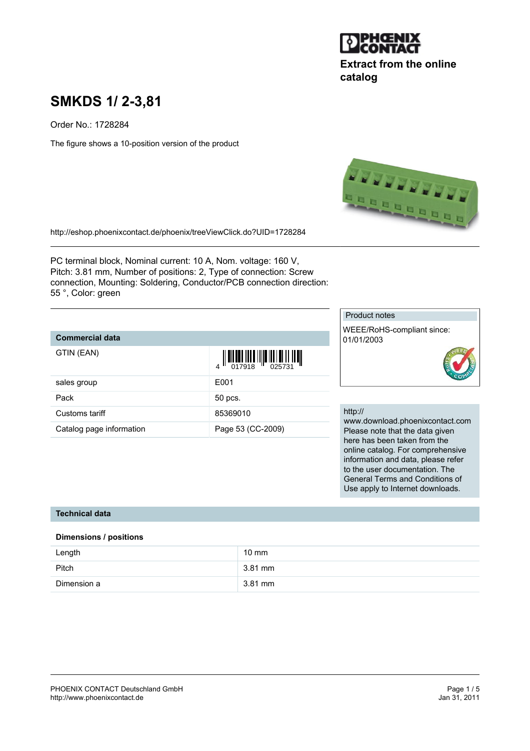Extract from the online catalog

# SMKDS 1/ 2-3,81

Order No.: 1728284

The figure shows a 10-position version of the product

http://eshop.phoenixcontact.de/phoenix/treeViewClick.do?UID=1728284

PC terminal block, Nominal current: 10 A, Nom. voltage: 160 V, Pitch: 3.81 mm, Number of positions: 2, Type of connection: Screw connection, Mounting: Soldering, Conductor/PCB connection direction: 55 °, Color: green

## Commercial data

| | |
|---|---|
| GTIN (EAN) | 4 017918 025731 |
| sales group | E001 |
| Pack | 50 pcs. |
| Customs tariff | 85369010 |
| Catalog page information | Page 53 (CC-2009) |

**Product notes**

WEEE/RoHS-compliant since: 01/01/2003

http://www.download.phoenixcontact.com
Please note that the data given here has been taken from the online catalog. For comprehensive information and data, please refer to the user documentation. The General Terms and Conditions of Use apply to Internet downloads.

## Technical data

### Dimensions / positions

| | |
|---|---|
| Length | 10 mm |
| Pitch | 3.81 mm |
| Dimension a | 3.81 mm |

PHOENIX CONTACT Deutschland GmbH
http://www.phoenixcontact.de

Jan 31, 2011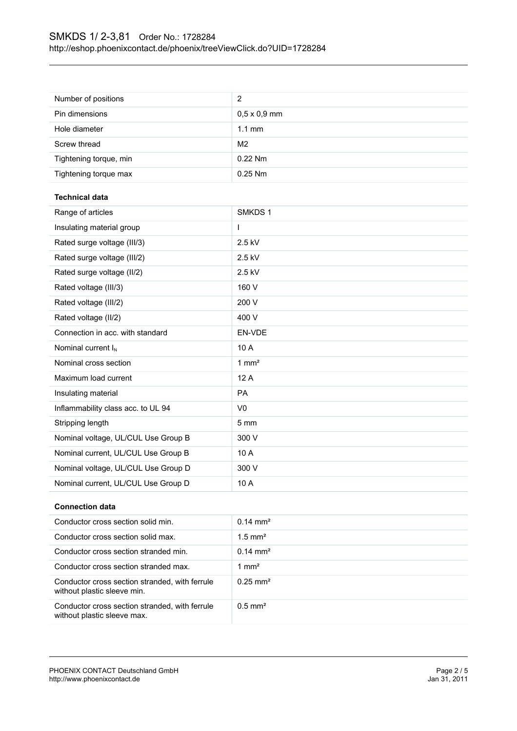| Number of positions | 2 |
|---|---|
| Pin dimensions | 0,5 x 0,9 mm |
| Hole diameter | 1.1 mm |
| Screw thread | M2 |
| Tightening torque, min | 0.22 Nm |
| Tightening torque max | 0.25 Nm |

**Technical data**

| Range of articles | SMKDS 1 |
|---|---|
| Insulating material group | I |
| Rated surge voltage (III/3) | 2.5 kV |
| Rated surge voltage (III/2) | 2.5 kV |
| Rated surge voltage (II/2) | 2.5 kV |
| Rated voltage (III/3) | 160 V |
| Rated voltage (III/2) | 200 V |
| Rated voltage (II/2) | 400 V |
| Connection in acc. with standard | EN-VDE |
| Nominal current $I_N$ | 10 A |
| Nominal cross section | 1 mm² |
| Maximum load current | 12 A |
| Insulating material | PA |
| Inflammability class acc. to UL 94 | V0 |
| Stripping length | 5 mm |
| Nominal voltage, UL/CUL Use Group B | 300 V |
| Nominal current, UL/CUL Use Group B | 10 A |
| Nominal voltage, UL/CUL Use Group D | 300 V |
| Nominal current, UL/CUL Use Group D | 10 A |

**Connection data**

| Conductor cross section solid min. | 0.14 mm² |
|---|---|
| Conductor cross section solid max. | 1.5 mm² |
| Conductor cross section stranded min. | 0.14 mm² |
| Conductor cross section stranded max. | 1 mm² |
| Conductor cross section stranded, with ferrule without plastic sleeve min. | 0.25 mm² |
| Conductor cross section stranded, with ferrule without plastic sleeve max. | 0.5 mm² |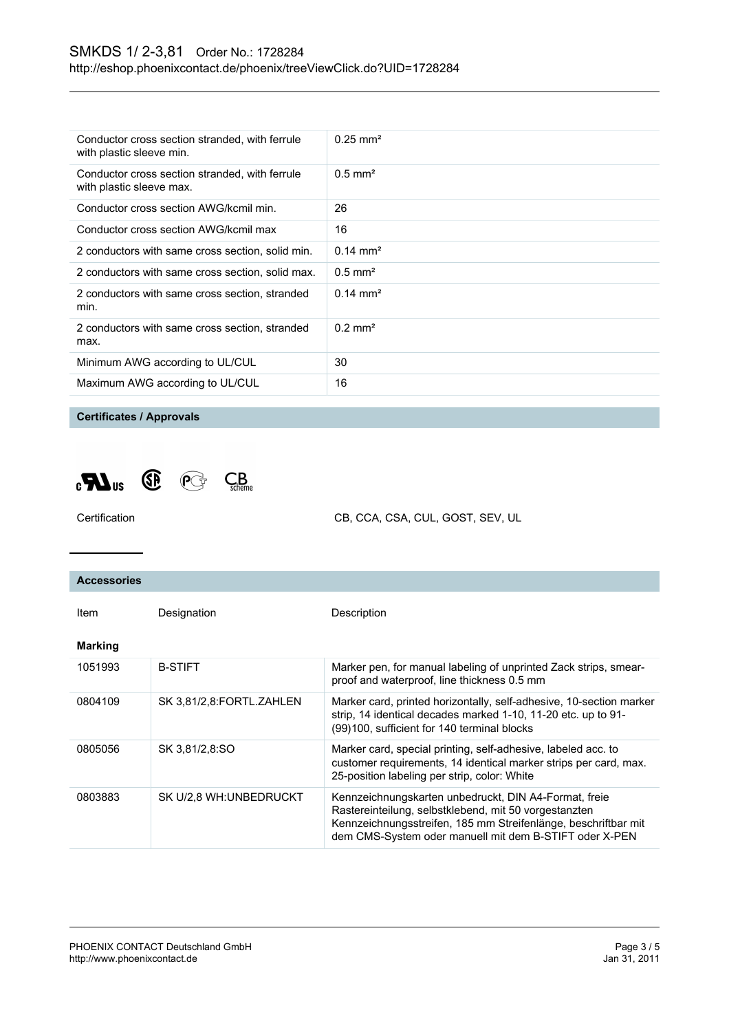| | |
|---|---|
| Conductor cross section stranded, with ferrule with plastic sleeve min. | 0.25 mm² |
| Conductor cross section stranded, with ferrule with plastic sleeve max. | 0.5 mm² |
| Conductor cross section AWG/kcmil min. | 26 |
| Conductor cross section AWG/kcmil max | 16 |
| 2 conductors with same cross section, solid min. | 0.14 mm² |
| 2 conductors with same cross section, solid max. | 0.5 mm² |
| 2 conductors with same cross section, stranded min. | 0.14 mm² |
| 2 conductors with same cross section, stranded max. | 0.2 mm² |
| Minimum AWG according to UL/CUL | 30 |
| Maximum AWG according to UL/CUL | 16 |

## Certificates / Approvals

Certification: CB, CCA, CSA, CUL, GOST, SEV, UL

## Accessories

| Item | Designation | Description |
|---|---|---|
| **Marking** | | |
| 1051993 | B-STIFT | Marker pen, for manual labeling of unprinted Zack strips, smear-proof and waterproof, line thickness 0.5 mm |
| 0804109 | SK 3,81/2,8:FORTL.ZAHLEN | Marker card, printed horizontally, self-adhesive, 10-section marker strip, 14 identical decades marked 1-10, 11-20 etc. up to 91-(99)100, sufficient for 140 terminal blocks |
| 0805056 | SK 3,81/2,8:SO | Marker card, special printing, self-adhesive, labeled acc. to customer requirements, 14 identical marker strips per card, max. 25-position labeling per strip, color: White |
| 0803883 | SK U/2,8 WH:UNBEDRUCKT | Kennzeichnungskarten unbedruckt, DIN A4-Format, freie Rastereinteilung, selbstklebend, mit 50 vorgestanzten Kennzeichnungsstreifen, 185 mm Streifenlänge, beschriftbar mit dem CMS-System oder manuell mit dem B-STIFT oder X-PEN |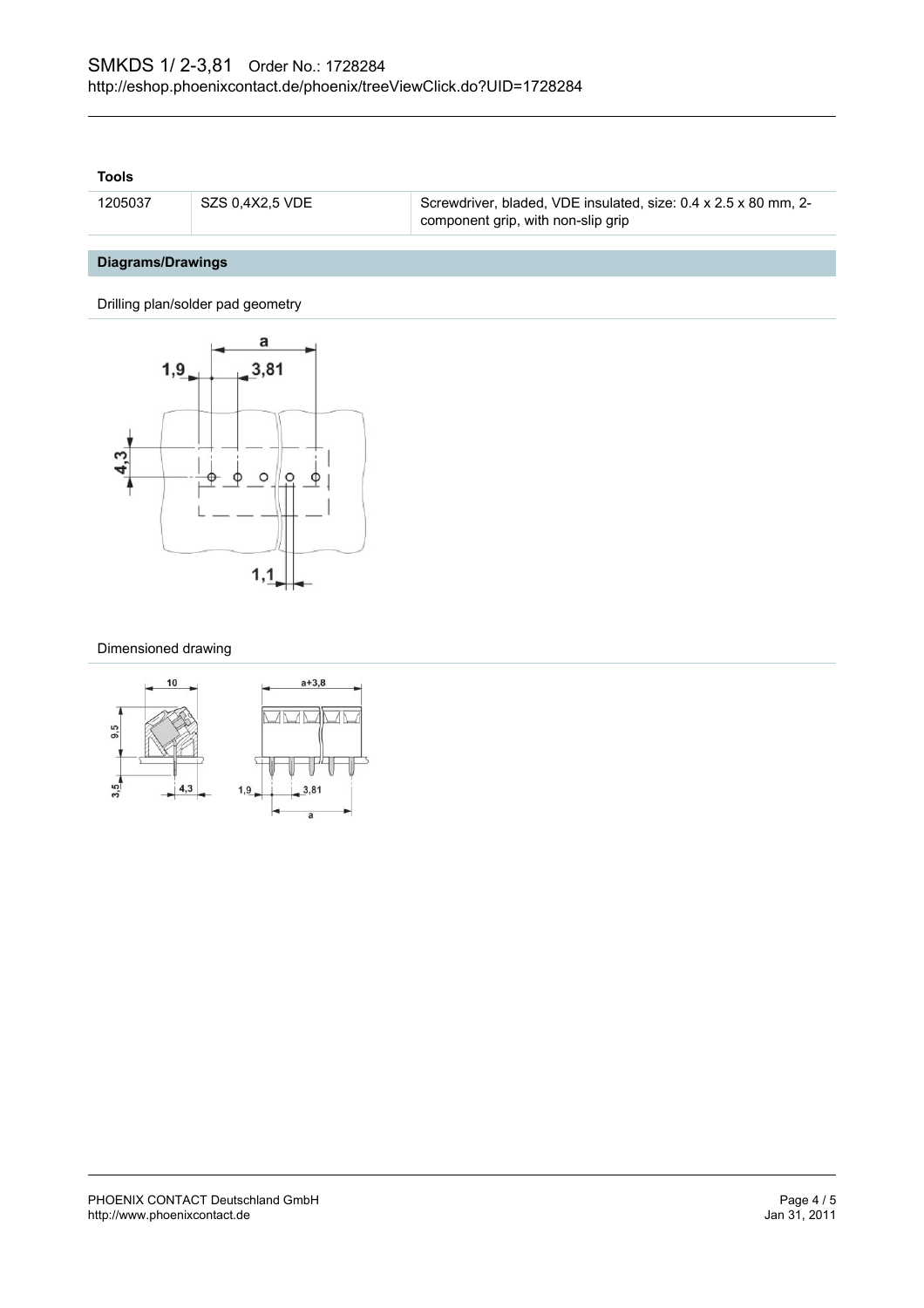### Tools

| 1205037 | SZS 0,4X2,5 VDE | Screwdriver, bladed, VDE insulated, size: 0.4 x 2.5 x 80 mm, 2-component grip, with non-slip grip |
| --- | --- | --- |

## Diagrams/Drawings

Drilling plan/solder pad geometry

Dimensioned drawing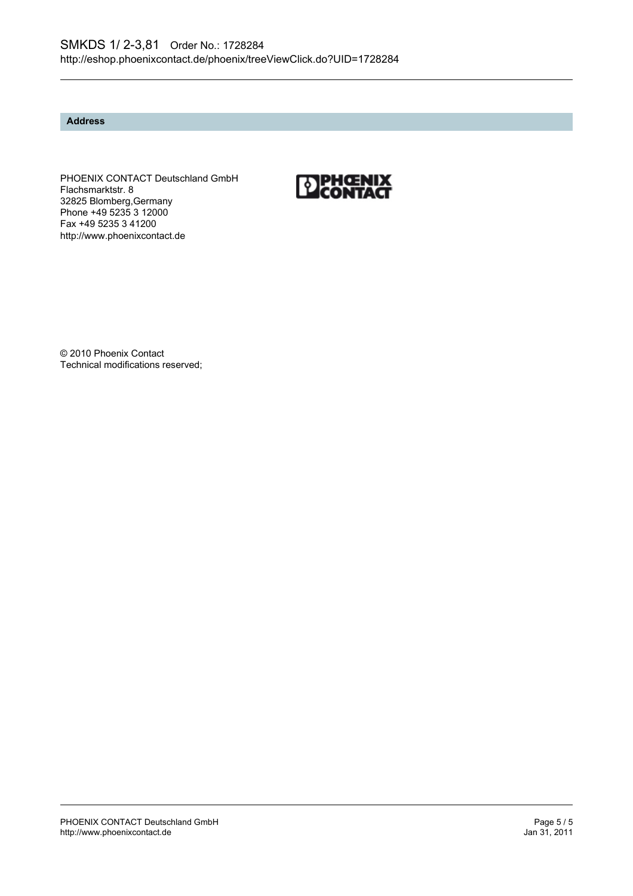## Address

PHOENIX CONTACT Deutschland GmbH
Flachsmarktstr. 8
32825 Blomberg,Germany
Phone +49 5235 3 12000
Fax +49 5235 3 41200
http://www.phoenixcontact.de

© 2010 Phoenix Contact
Technical modifications reserved;